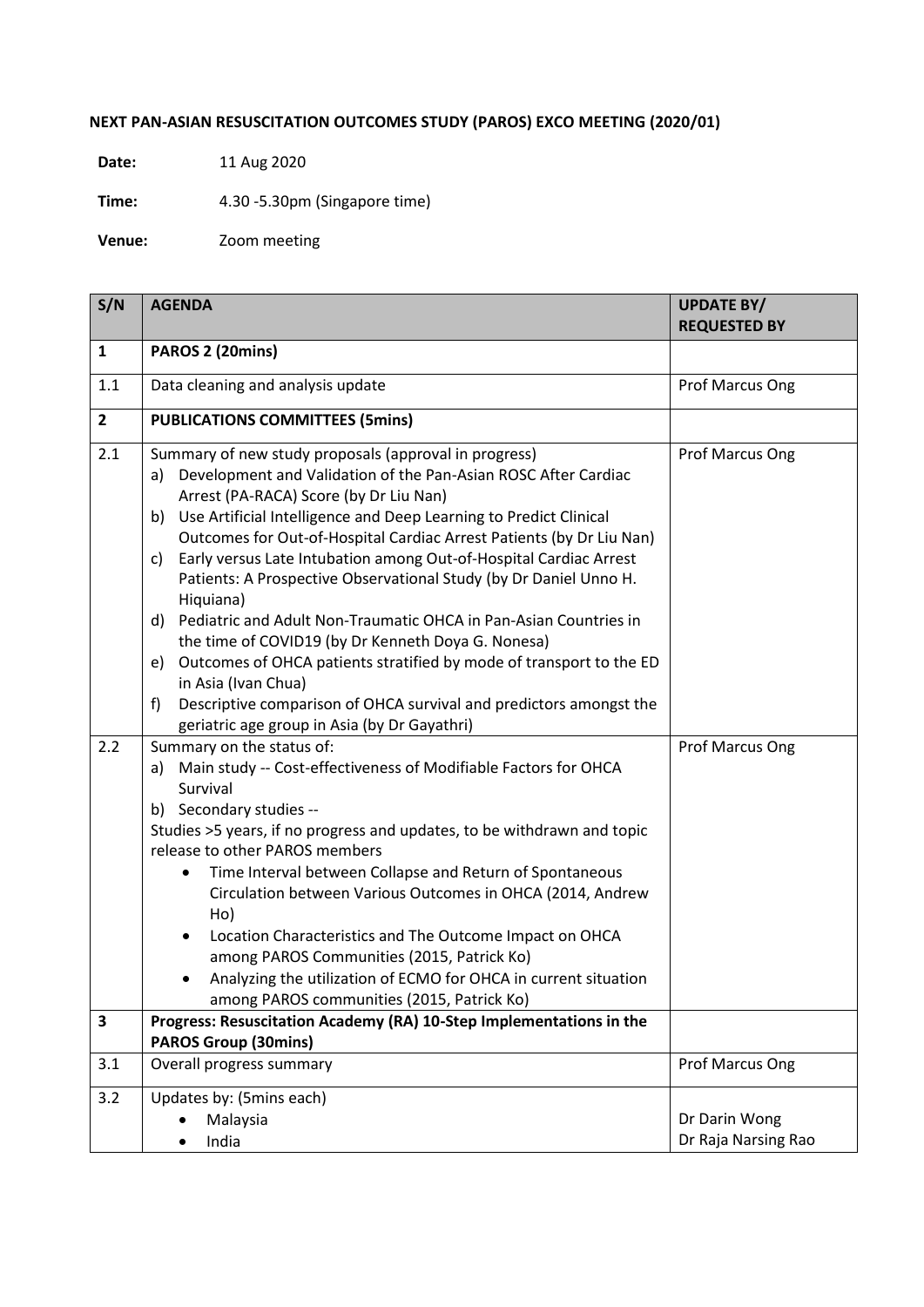**NEXT PAN-ASIAN RESUSCITATION OUTCOMES STUDY (PAROS) EXCO MEETING (2020/01)**

**Date:** 11 Aug 2020

**Time:** 4.30 -5.30pm (Singapore time)

**Venue:** Zoom meeting

| S/N | AGENDA | UPDATE BY/ REQUESTED BY |
|---|---|---|
| **1** | **PAROS 2 (20mins)** | |
| 1.1 | Data cleaning and analysis update | Prof Marcus Ong |
| **2** | **PUBLICATIONS COMMITTEES (5mins)** | |
| 2.1 | Summary of new study proposals (approval in progress)<br>a) Development and Validation of the Pan-Asian ROSC After Cardiac Arrest (PA-RACA) Score (by Dr Liu Nan)<br>b) Use Artificial Intelligence and Deep Learning to Predict Clinical Outcomes for Out-of-Hospital Cardiac Arrest Patients (by Dr Liu Nan)<br>c) Early versus Late Intubation among Out-of-Hospital Cardiac Arrest Patients: A Prospective Observational Study (by Dr Daniel Unno H. Hiquiana)<br>d) Pediatric and Adult Non-Traumatic OHCA in Pan-Asian Countries in the time of COVID19 (by Dr Kenneth Doya G. Nonesa)<br>e) Outcomes of OHCA patients stratified by mode of transport to the ED in Asia (Ivan Chua)<br>f) Descriptive comparison of OHCA survival and predictors amongst the geriatric age group in Asia (by Dr Gayathri) | Prof Marcus Ong |
| 2.2 | Summary on the status of:<br>a) Main study -- Cost-effectiveness of Modifiable Factors for OHCA Survival<br>b) Secondary studies --<br>Studies >5 years, if no progress and updates, to be withdrawn and topic release to other PAROS members<br>• Time Interval between Collapse and Return of Spontaneous Circulation between Various Outcomes in OHCA (2014, Andrew Ho)<br>• Location Characteristics and The Outcome Impact on OHCA among PAROS Communities (2015, Patrick Ko)<br>• Analyzing the utilization of ECMO for OHCA in current situation among PAROS communities (2015, Patrick Ko) | Prof Marcus Ong |
| **3** | **Progress: Resuscitation Academy (RA) 10-Step Implementations in the PAROS Group (30mins)** | |
| 3.1 | Overall progress summary | Prof Marcus Ong |
| 3.2 | Updates by: (5mins each)<br>• Malaysia<br>• India | <br>Dr Darin Wong<br>Dr Raja Narsing Rao |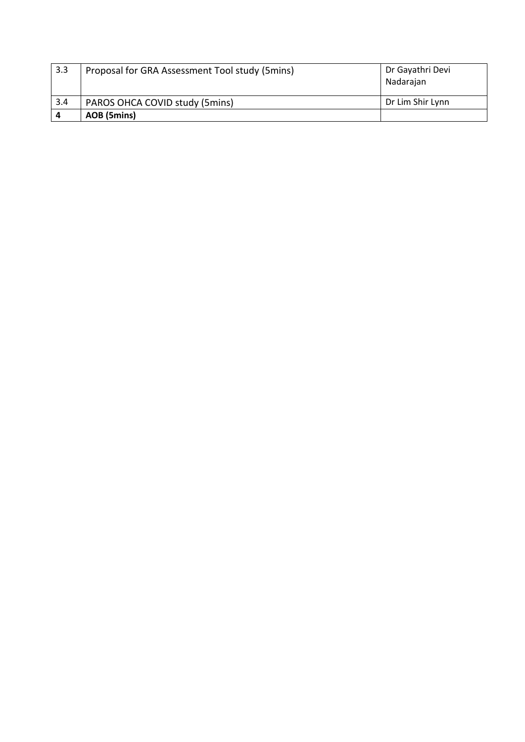| | | |
|---|---|---|
| 3.3 | Proposal for GRA Assessment Tool study (5mins) | Dr Gayathri Devi Nadarajan |
| 3.4 | PAROS OHCA COVID study (5mins) | Dr Lim Shir Lynn |
| **4** | **AOB (5mins)** | |